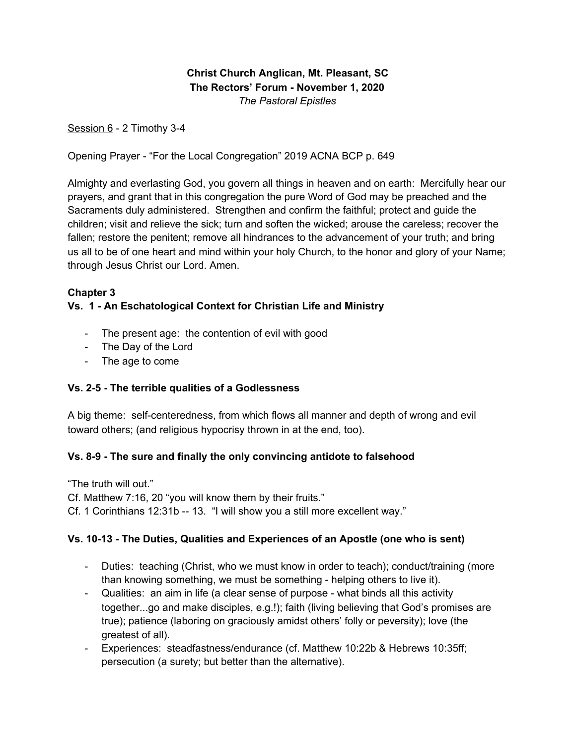**Christ Church Anglican, Mt. Pleasant, SC**
**The Rectors' Forum - November 1, 2020**
*The Pastoral Epistles*

Session 6 - 2 Timothy 3-4

Opening Prayer - "For the Local Congregation" 2019 ACNA BCP p. 649

Almighty and everlasting God, you govern all things in heaven and on earth: Mercifully hear our prayers, and grant that in this congregation the pure Word of God may be preached and the Sacraments duly administered. Strengthen and confirm the faithful; protect and guide the children; visit and relieve the sick; turn and soften the wicked; arouse the careless; recover the fallen; restore the penitent; remove all hindrances to the advancement of your truth; and bring us all to be of one heart and mind within your holy Church, to the honor and glory of your Name; through Jesus Christ our Lord. Amen.

### Chapter 3

### Vs. 1 - An Eschatological Context for Christian Life and Ministry

- The present age: the contention of evil with good
- The Day of the Lord
- The age to come

### Vs. 2-5 - The terrible qualities of a Godlessness

A big theme: self-centeredness, from which flows all manner and depth of wrong and evil toward others; (and religious hypocrisy thrown in at the end, too).

### Vs. 8-9 - The sure and finally the only convincing antidote to falsehood

"The truth will out."
Cf. Matthew 7:16, 20 "you will know them by their fruits."
Cf. 1 Corinthians 12:31b -- 13. "I will show you a still more excellent way."

### Vs. 10-13 - The Duties, Qualities and Experiences of an Apostle (one who is sent)

- Duties: teaching (Christ, who we must know in order to teach); conduct/training (more than knowing something, we must be something - helping others to live it).
- Qualities: an aim in life (a clear sense of purpose - what binds all this activity together...go and make disciples, e.g.!); faith (living believing that God's promises are true); patience (laboring on graciously amidst others' folly or peversity); love (the greatest of all).
- Experiences: steadfastness/endurance (cf. Matthew 10:22b & Hebrews 10:35ff; persecution (a surety; but better than the alternative).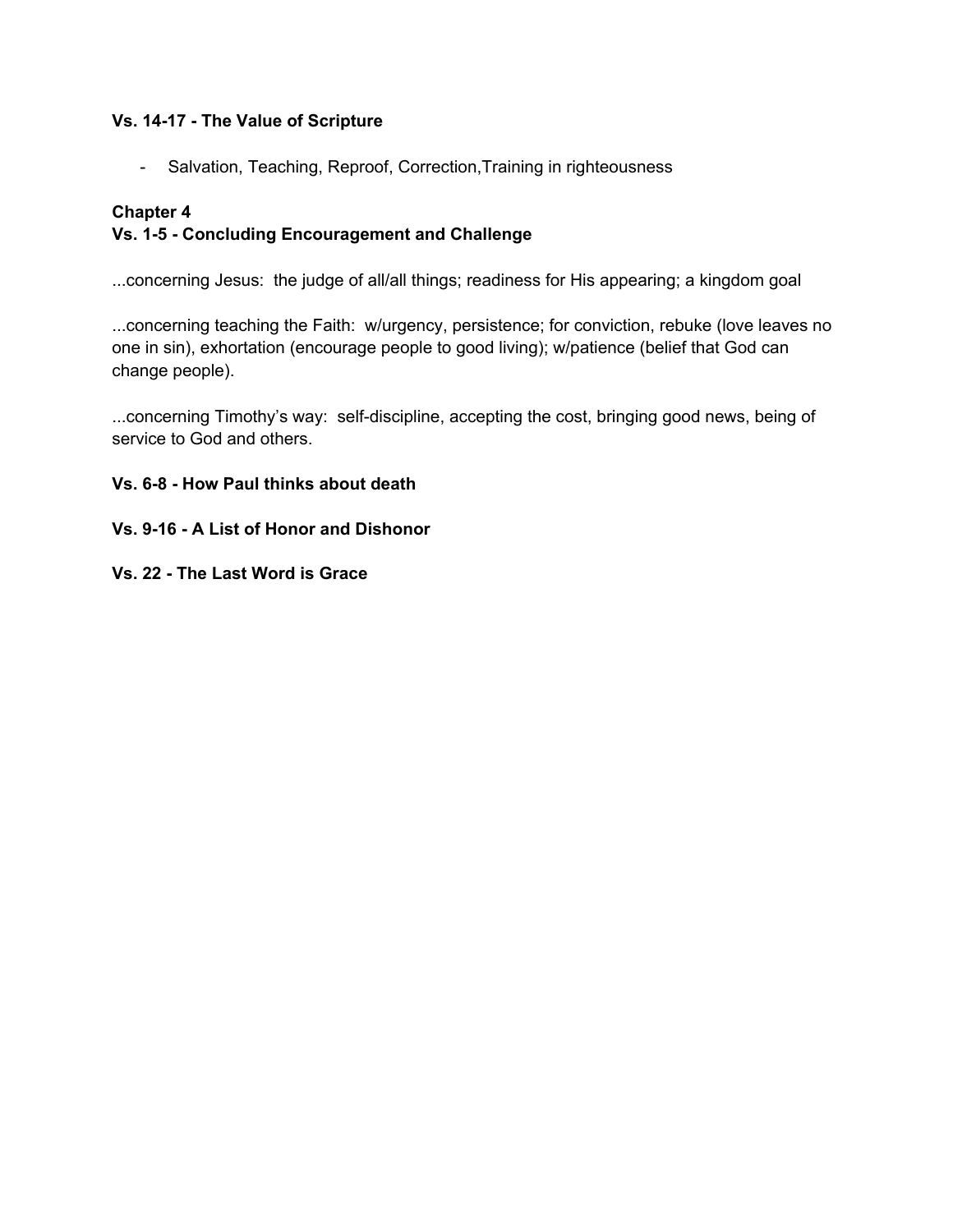**Vs. 14-17 - The Value of Scripture**

- Salvation, Teaching, Reproof, Correction,Training in righteousness

**Chapter 4**
**Vs. 1-5 - Concluding Encouragement and Challenge**

...concerning Jesus: the judge of all/all things; readiness for His appearing; a kingdom goal

...concerning teaching the Faith: w/urgency, persistence; for conviction, rebuke (love leaves no one in sin), exhortation (encourage people to good living); w/patience (belief that God can change people).

...concerning Timothy's way: self-discipline, accepting the cost, bringing good news, being of service to God and others.

**Vs. 6-8 - How Paul thinks about death**

**Vs. 9-16 - A List of Honor and Dishonor**

**Vs. 22 - The Last Word is Grace**